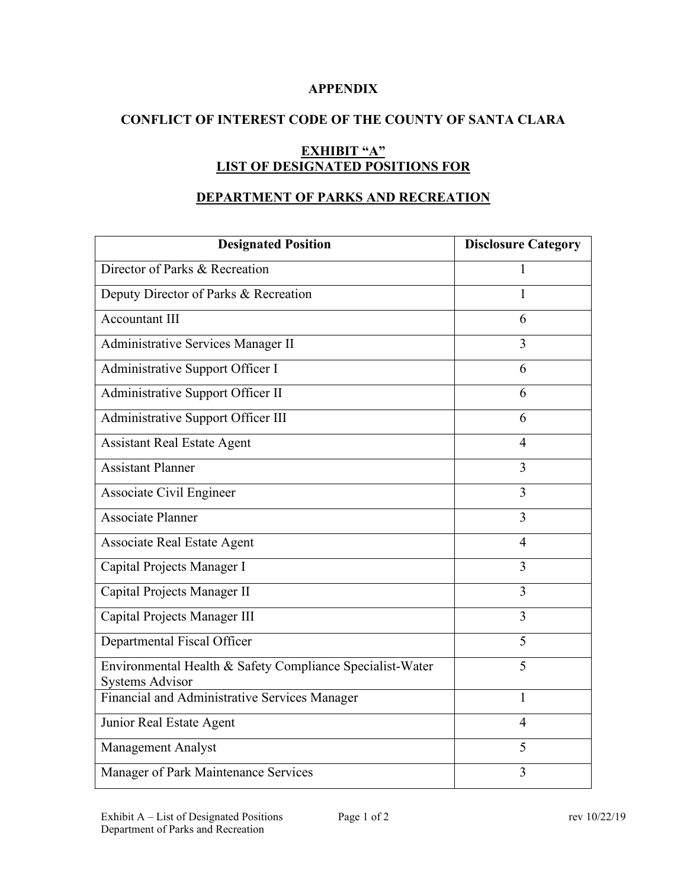**APPENDIX**

**CONFLICT OF INTEREST CODE OF THE COUNTY OF SANTA CLARA**

**EXHIBIT "A"**
**LIST OF DESIGNATED POSITIONS FOR**

**DEPARTMENT OF PARKS AND RECREATION**

| Designated Position | Disclosure Category |
|---|---|
| Director of Parks & Recreation | 1 |
| Deputy Director of Parks & Recreation | 1 |
| Accountant III | 6 |
| Administrative Services Manager II | 3 |
| Administrative Support Officer I | 6 |
| Administrative Support Officer II | 6 |
| Administrative Support Officer III | 6 |
| Assistant Real Estate Agent | 4 |
| Assistant Planner | 3 |
| Associate Civil Engineer | 3 |
| Associate Planner | 3 |
| Associate Real Estate Agent | 4 |
| Capital Projects Manager I | 3 |
| Capital Projects Manager II | 3 |
| Capital Projects Manager III | 3 |
| Departmental Fiscal Officer | 5 |
| Environmental Health & Safety Compliance Specialist-Water Systems Advisor | 5 |
| Financial and Administrative Services Manager | 1 |
| Junior Real Estate Agent | 4 |
| Management Analyst | 5 |
| Manager of Park Maintenance Services | 3 |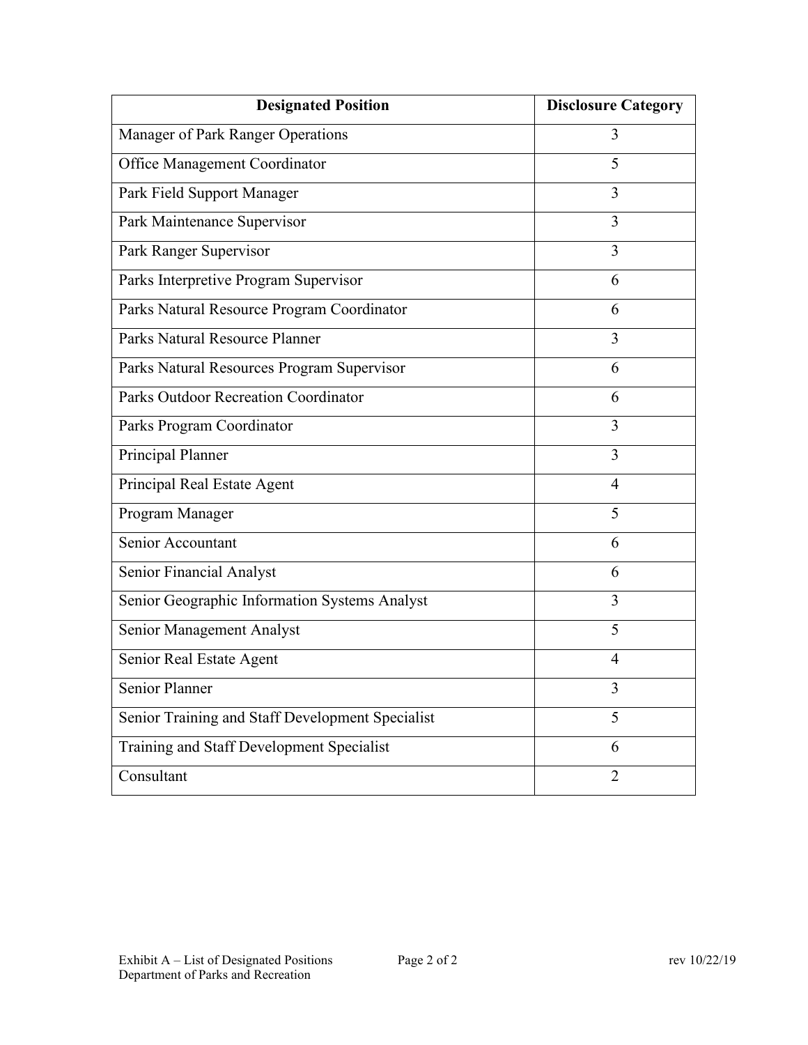| Designated Position | Disclosure Category |
|---|---|
| Manager of Park Ranger Operations | 3 |
| Office Management Coordinator | 5 |
| Park Field Support Manager | 3 |
| Park Maintenance Supervisor | 3 |
| Park Ranger Supervisor | 3 |
| Parks Interpretive Program Supervisor | 6 |
| Parks Natural Resource Program Coordinator | 6 |
| Parks Natural Resource Planner | 3 |
| Parks Natural Resources Program Supervisor | 6 |
| Parks Outdoor Recreation Coordinator | 6 |
| Parks Program Coordinator | 3 |
| Principal Planner | 3 |
| Principal Real Estate Agent | 4 |
| Program Manager | 5 |
| Senior Accountant | 6 |
| Senior Financial Analyst | 6 |
| Senior Geographic Information Systems Analyst | 3 |
| Senior Management Analyst | 5 |
| Senior Real Estate Agent | 4 |
| Senior Planner | 3 |
| Senior Training and Staff Development Specialist | 5 |
| Training and Staff Development Specialist | 6 |
| Consultant | 2 |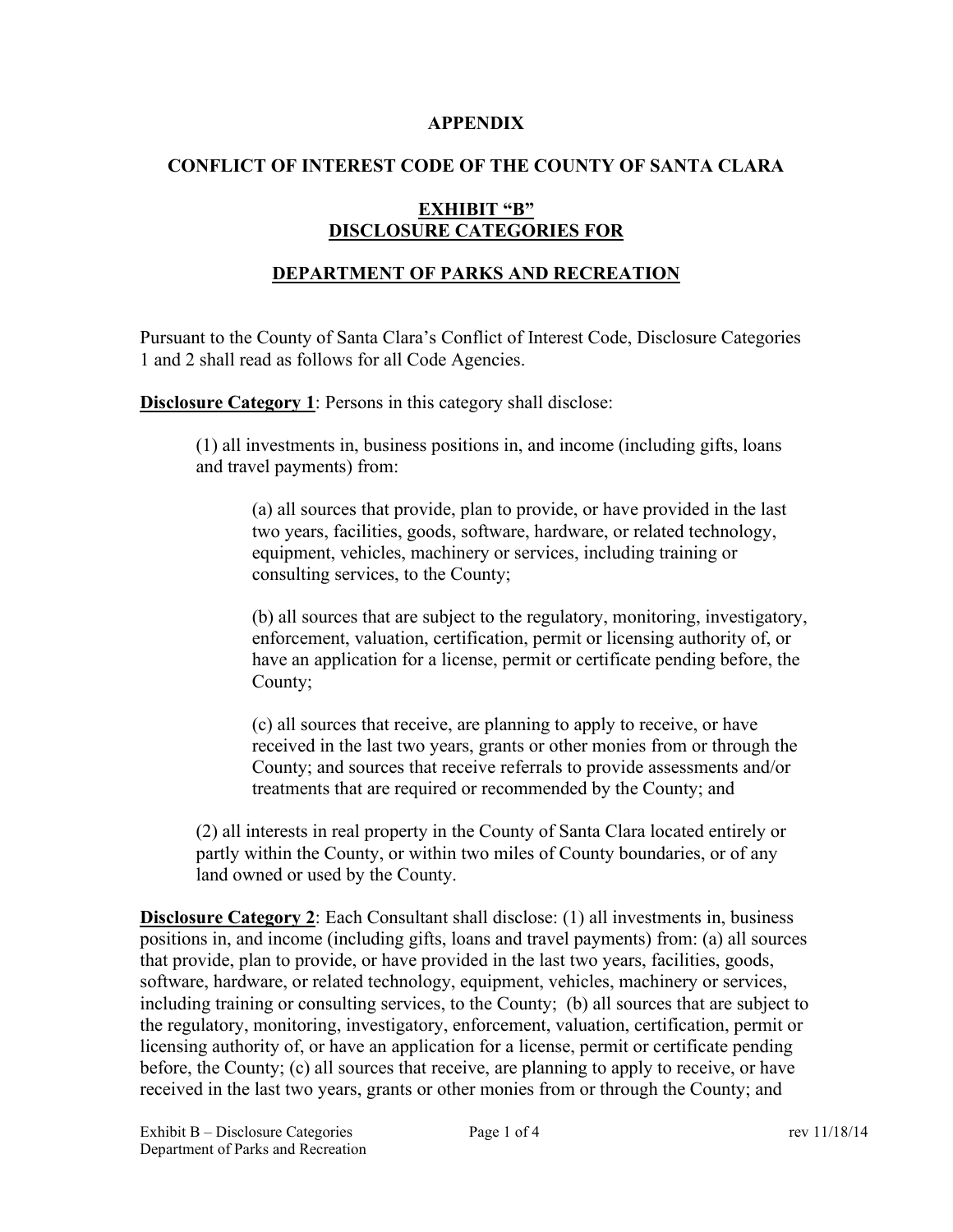**APPENDIX**

**CONFLICT OF INTEREST CODE OF THE COUNTY OF SANTA CLARA**

**EXHIBIT "B"**
**DISCLOSURE CATEGORIES FOR**

**DEPARTMENT OF PARKS AND RECREATION**

Pursuant to the County of Santa Clara's Conflict of Interest Code, Disclosure Categories 1 and 2 shall read as follows for all Code Agencies.

**Disclosure Category 1**: Persons in this category shall disclose:

(1) all investments in, business positions in, and income (including gifts, loans and travel payments) from:

(a) all sources that provide, plan to provide, or have provided in the last two years, facilities, goods, software, hardware, or related technology, equipment, vehicles, machinery or services, including training or consulting services, to the County;

(b) all sources that are subject to the regulatory, monitoring, investigatory, enforcement, valuation, certification, permit or licensing authority of, or have an application for a license, permit or certificate pending before, the County;

(c) all sources that receive, are planning to apply to receive, or have received in the last two years, grants or other monies from or through the County; and sources that receive referrals to provide assessments and/or treatments that are required or recommended by the County; and

(2) all interests in real property in the County of Santa Clara located entirely or partly within the County, or within two miles of County boundaries, or of any land owned or used by the County.

**Disclosure Category 2**: Each Consultant shall disclose: (1) all investments in, business positions in, and income (including gifts, loans and travel payments) from: (a) all sources that provide, plan to provide, or have provided in the last two years, facilities, goods, software, hardware, or related technology, equipment, vehicles, machinery or services, including training or consulting services, to the County; (b) all sources that are subject to the regulatory, monitoring, investigatory, enforcement, valuation, certification, permit or licensing authority of, or have an application for a license, permit or certificate pending before, the County; (c) all sources that receive, are planning to apply to receive, or have received in the last two years, grants or other monies from or through the County; and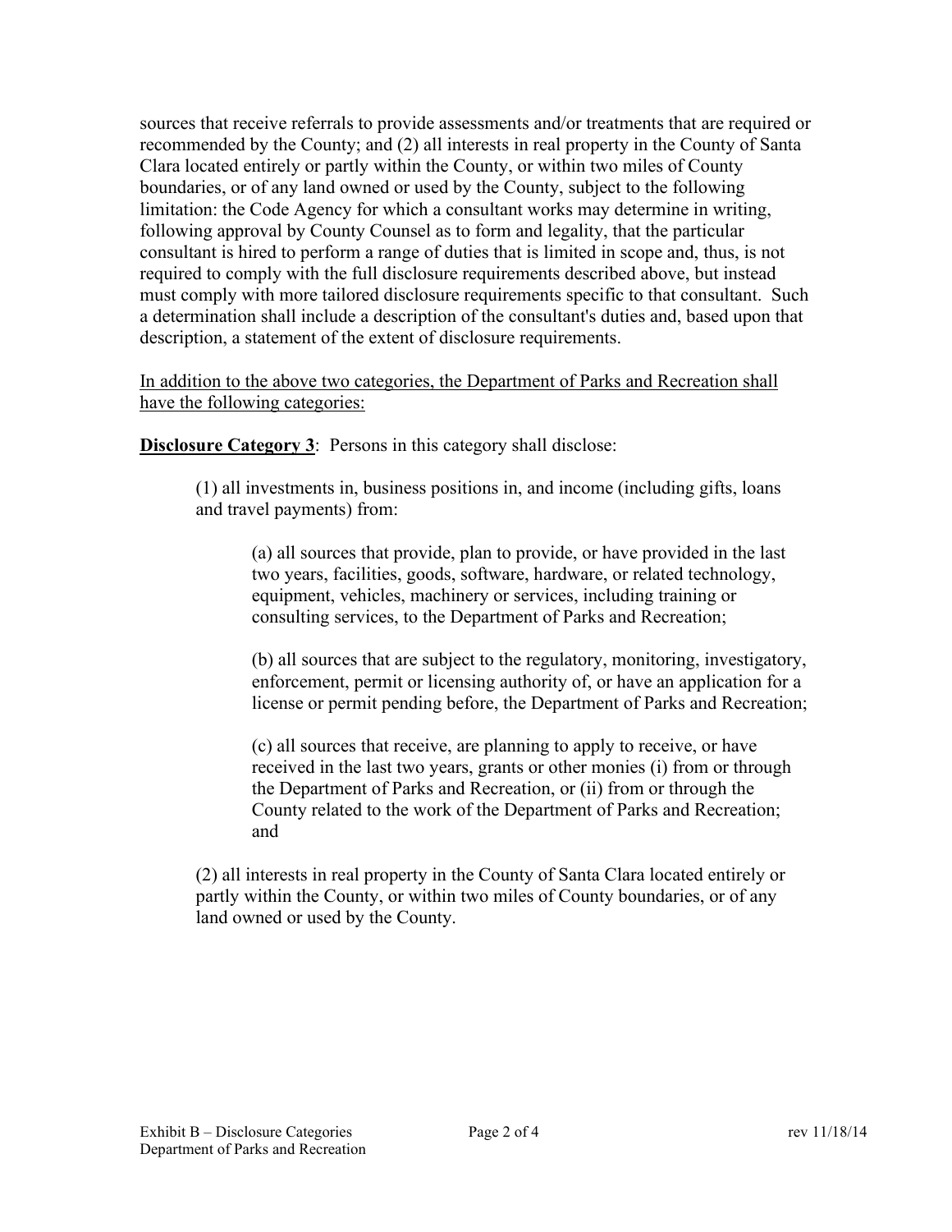sources that receive referrals to provide assessments and/or treatments that are required or recommended by the County; and (2) all interests in real property in the County of Santa Clara located entirely or partly within the County, or within two miles of County boundaries, or of any land owned or used by the County, subject to the following limitation: the Code Agency for which a consultant works may determine in writing, following approval by County Counsel as to form and legality, that the particular consultant is hired to perform a range of duties that is limited in scope and, thus, is not required to comply with the full disclosure requirements described above, but instead must comply with more tailored disclosure requirements specific to that consultant. Such a determination shall include a description of the consultant's duties and, based upon that description, a statement of the extent of disclosure requirements.

<u>In addition to the above two categories, the Department of Parks and Recreation shall have the following categories:</u>

**<u>Disclosure Category 3</u>**: Persons in this category shall disclose:

(1) all investments in, business positions in, and income (including gifts, loans and travel payments) from:

(a) all sources that provide, plan to provide, or have provided in the last two years, facilities, goods, software, hardware, or related technology, equipment, vehicles, machinery or services, including training or consulting services, to the Department of Parks and Recreation;

(b) all sources that are subject to the regulatory, monitoring, investigatory, enforcement, permit or licensing authority of, or have an application for a license or permit pending before, the Department of Parks and Recreation;

(c) all sources that receive, are planning to apply to receive, or have received in the last two years, grants or other monies (i) from or through the Department of Parks and Recreation, or (ii) from or through the County related to the work of the Department of Parks and Recreation; and

(2) all interests in real property in the County of Santa Clara located entirely or partly within the County, or within two miles of County boundaries, or of any land owned or used by the County.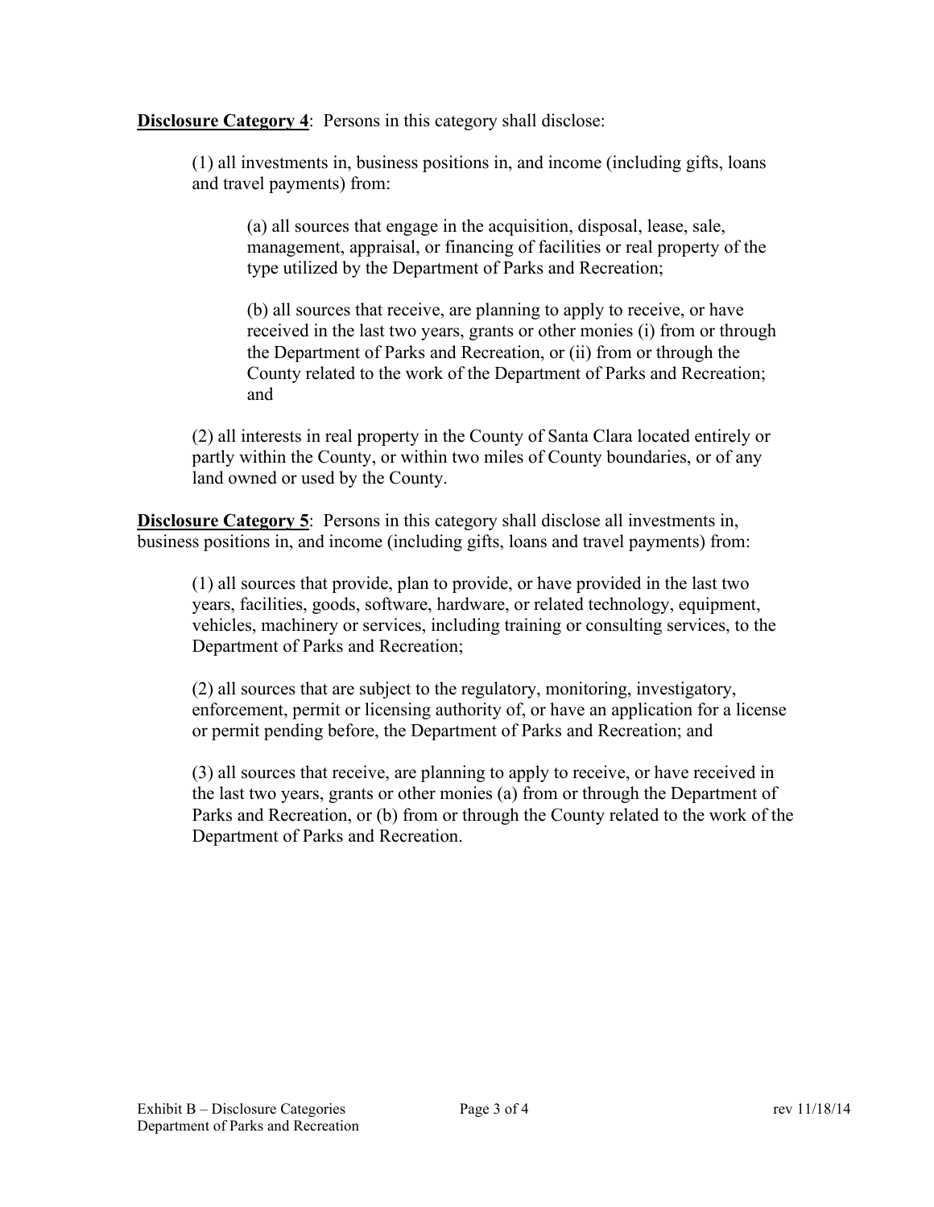**<u>Disclosure Category 4</u>**: Persons in this category shall disclose:

(1) all investments in, business positions in, and income (including gifts, loans and travel payments) from:

(a) all sources that engage in the acquisition, disposal, lease, sale, management, appraisal, or financing of facilities or real property of the type utilized by the Department of Parks and Recreation;

(b) all sources that receive, are planning to apply to receive, or have received in the last two years, grants or other monies (i) from or through the Department of Parks and Recreation, or (ii) from or through the County related to the work of the Department of Parks and Recreation; and

(2) all interests in real property in the County of Santa Clara located entirely or partly within the County, or within two miles of County boundaries, or of any land owned or used by the County.

**<u>Disclosure Category 5</u>**: Persons in this category shall disclose all investments in, business positions in, and income (including gifts, loans and travel payments) from:

(1) all sources that provide, plan to provide, or have provided in the last two years, facilities, goods, software, hardware, or related technology, equipment, vehicles, machinery or services, including training or consulting services, to the Department of Parks and Recreation;

(2) all sources that are subject to the regulatory, monitoring, investigatory, enforcement, permit or licensing authority of, or have an application for a license or permit pending before, the Department of Parks and Recreation; and

(3) all sources that receive, are planning to apply to receive, or have received in the last two years, grants or other monies (a) from or through the Department of Parks and Recreation, or (b) from or through the County related to the work of the Department of Parks and Recreation.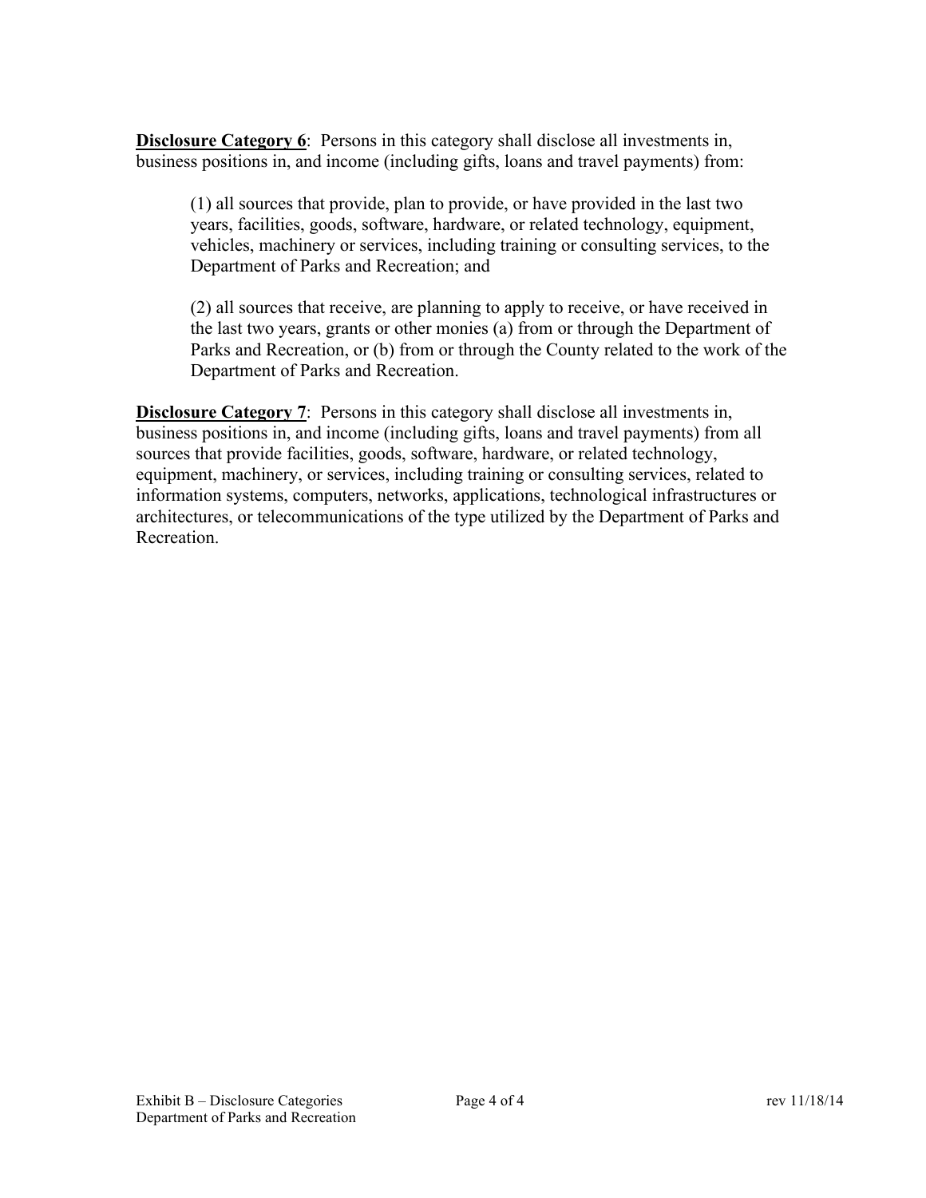**Disclosure Category 6**: Persons in this category shall disclose all investments in, business positions in, and income (including gifts, loans and travel payments) from:

(1) all sources that provide, plan to provide, or have provided in the last two years, facilities, goods, software, hardware, or related technology, equipment, vehicles, machinery or services, including training or consulting services, to the Department of Parks and Recreation; and

(2) all sources that receive, are planning to apply to receive, or have received in the last two years, grants or other monies (a) from or through the Department of Parks and Recreation, or (b) from or through the County related to the work of the Department of Parks and Recreation.

**Disclosure Category 7**: Persons in this category shall disclose all investments in, business positions in, and income (including gifts, loans and travel payments) from all sources that provide facilities, goods, software, hardware, or related technology, equipment, machinery, or services, including training or consulting services, related to information systems, computers, networks, applications, technological infrastructures or architectures, or telecommunications of the type utilized by the Department of Parks and Recreation.